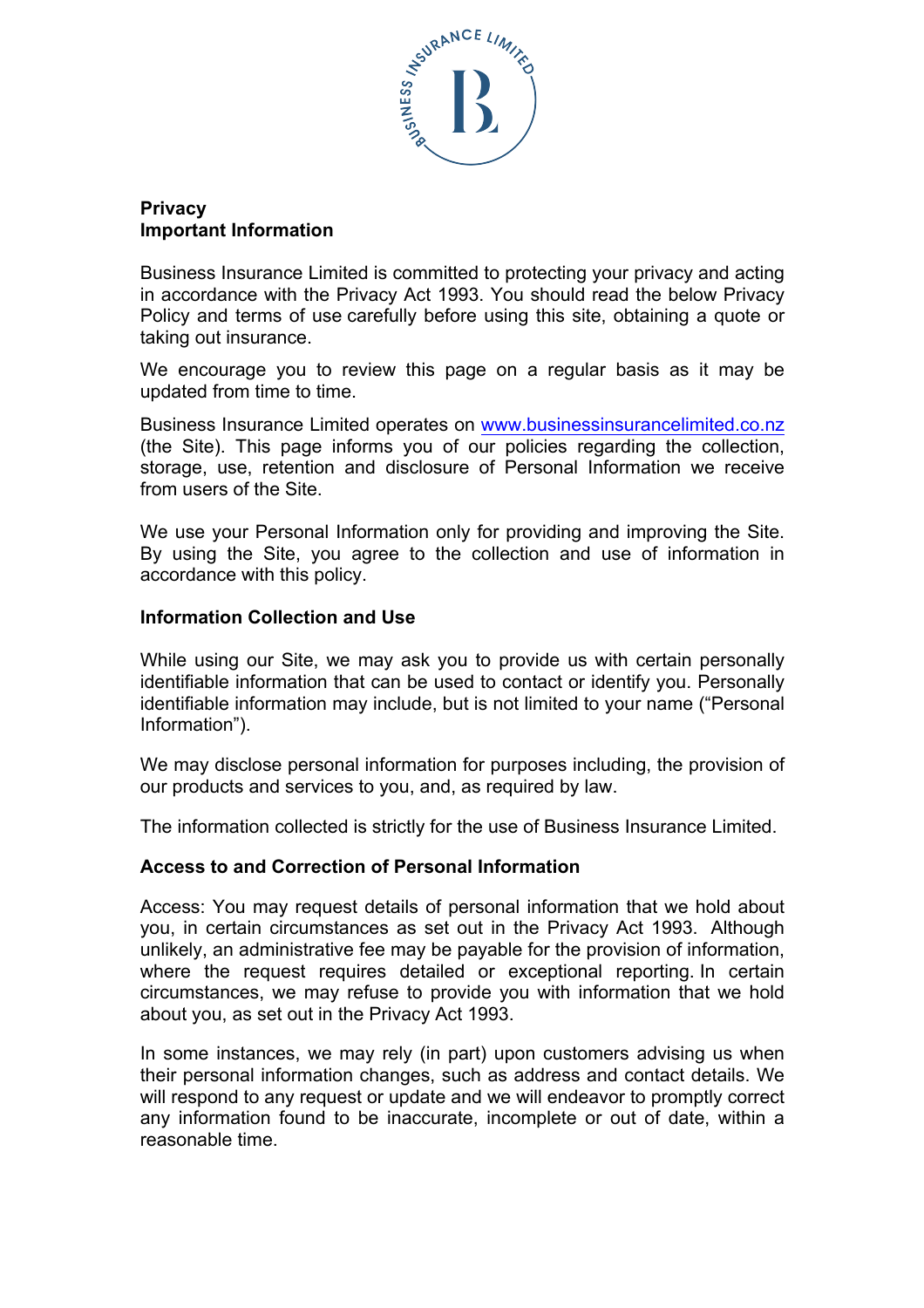**Privacy**
**Important Information**

Business Insurance Limited is committed to protecting your privacy and acting in accordance with the Privacy Act 1993. You should read the below Privacy Policy and terms of use carefully before using this site, obtaining a quote or taking out insurance.

We encourage you to review this page on a regular basis as it may be updated from time to time.

Business Insurance Limited operates on [www.businessinsurancelimited.co.nz](http://www.businessinsurancelimited.co.nz) (the Site). This page informs you of our policies regarding the collection, storage, use, retention and disclosure of Personal Information we receive from users of the Site.

We use your Personal Information only for providing and improving the Site. By using the Site, you agree to the collection and use of information in accordance with this policy.

**Information Collection and Use**

While using our Site, we may ask you to provide us with certain personally identifiable information that can be used to contact or identify you. Personally identifiable information may include, but is not limited to your name ("Personal Information").

We may disclose personal information for purposes including, the provision of our products and services to you, and, as required by law.

The information collected is strictly for the use of Business Insurance Limited.

**Access to and Correction of Personal Information**

Access: You may request details of personal information that we hold about you, in certain circumstances as set out in the Privacy Act 1993. Although unlikely, an administrative fee may be payable for the provision of information, where the request requires detailed or exceptional reporting. In certain circumstances, we may refuse to provide you with information that we hold about you, as set out in the Privacy Act 1993.

In some instances, we may rely (in part) upon customers advising us when their personal information changes, such as address and contact details. We will respond to any request or update and we will endeavor to promptly correct any information found to be inaccurate, incomplete or out of date, within a reasonable time.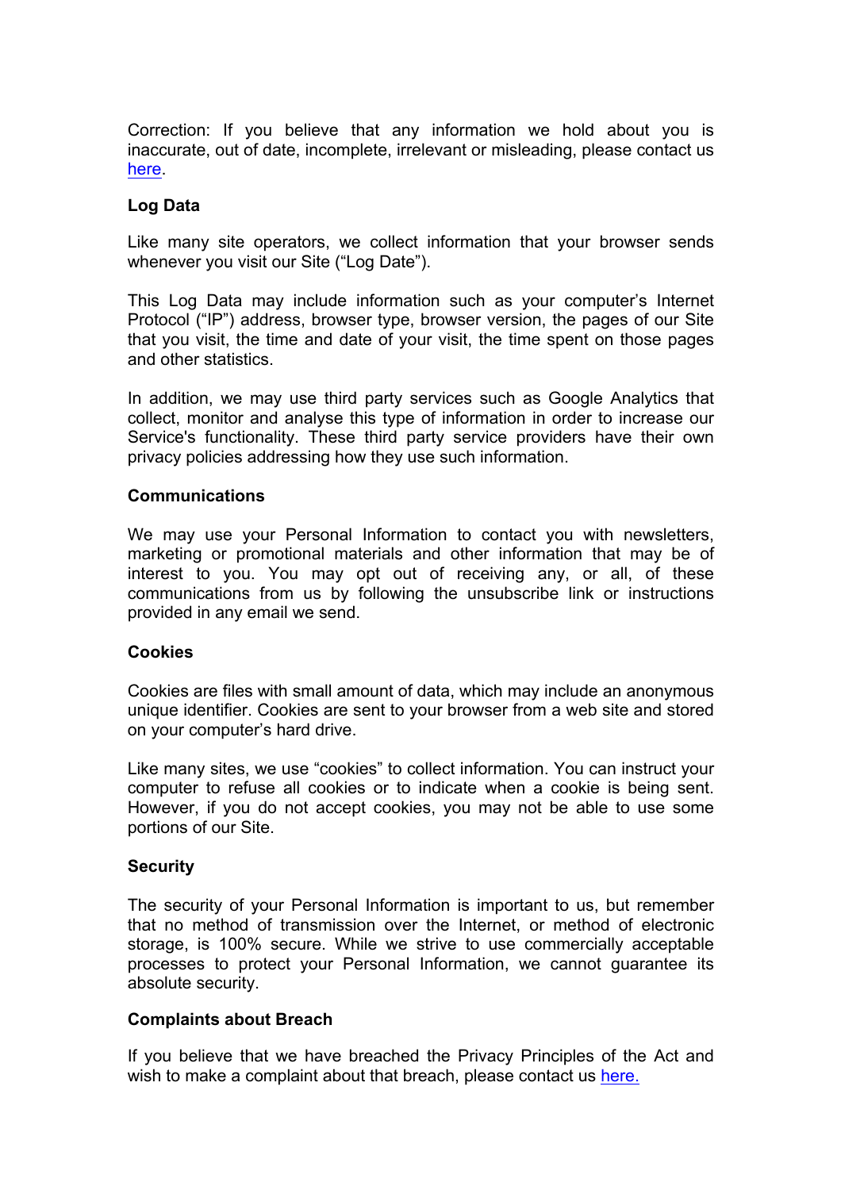Correction: If you believe that any information we hold about you is inaccurate, out of date, incomplete, irrelevant or misleading, please contact us here.

**Log Data**

Like many site operators, we collect information that your browser sends whenever you visit our Site ("Log Date").

This Log Data may include information such as your computer's Internet Protocol ("IP") address, browser type, browser version, the pages of our Site that you visit, the time and date of your visit, the time spent on those pages and other statistics.

In addition, we may use third party services such as Google Analytics that collect, monitor and analyse this type of information in order to increase our Service's functionality. These third party service providers have their own privacy policies addressing how they use such information.

**Communications**

We may use your Personal Information to contact you with newsletters, marketing or promotional materials and other information that may be of interest to you. You may opt out of receiving any, or all, of these communications from us by following the unsubscribe link or instructions provided in any email we send.

**Cookies**

Cookies are files with small amount of data, which may include an anonymous unique identifier. Cookies are sent to your browser from a web site and stored on your computer's hard drive.

Like many sites, we use "cookies" to collect information. You can instruct your computer to refuse all cookies or to indicate when a cookie is being sent. However, if you do not accept cookies, you may not be able to use some portions of our Site.

**Security**

The security of your Personal Information is important to us, but remember that no method of transmission over the Internet, or method of electronic storage, is 100% secure. While we strive to use commercially acceptable processes to protect your Personal Information, we cannot guarantee its absolute security.

**Complaints about Breach**

If you believe that we have breached the Privacy Principles of the Act and wish to make a complaint about that breach, please contact us here.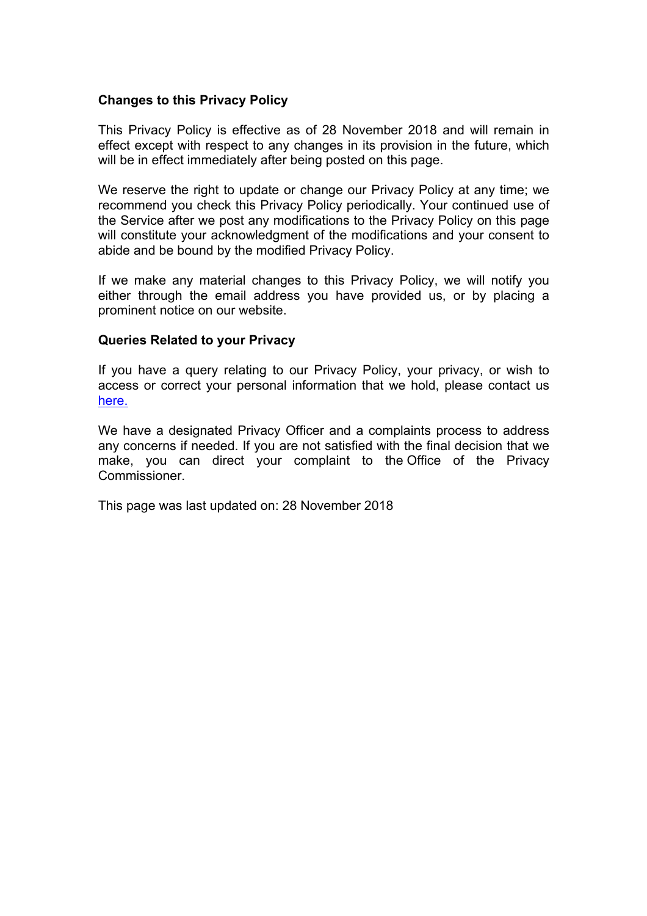**Changes to this Privacy Policy**

This Privacy Policy is effective as of 28 November 2018 and will remain in effect except with respect to any changes in its provision in the future, which will be in effect immediately after being posted on this page.

We reserve the right to update or change our Privacy Policy at any time; we recommend you check this Privacy Policy periodically. Your continued use of the Service after we post any modifications to the Privacy Policy on this page will constitute your acknowledgment of the modifications and your consent to abide and be bound by the modified Privacy Policy.

If we make any material changes to this Privacy Policy, we will notify you either through the email address you have provided us, or by placing a prominent notice on our website.

**Queries Related to your Privacy**

If you have a query relating to our Privacy Policy, your privacy, or wish to access or correct your personal information that we hold, please contact us here.

We have a designated Privacy Officer and a complaints process to address any concerns if needed. If you are not satisfied with the final decision that we make, you can direct your complaint to the Office of the Privacy Commissioner.

This page was last updated on: 28 November 2018